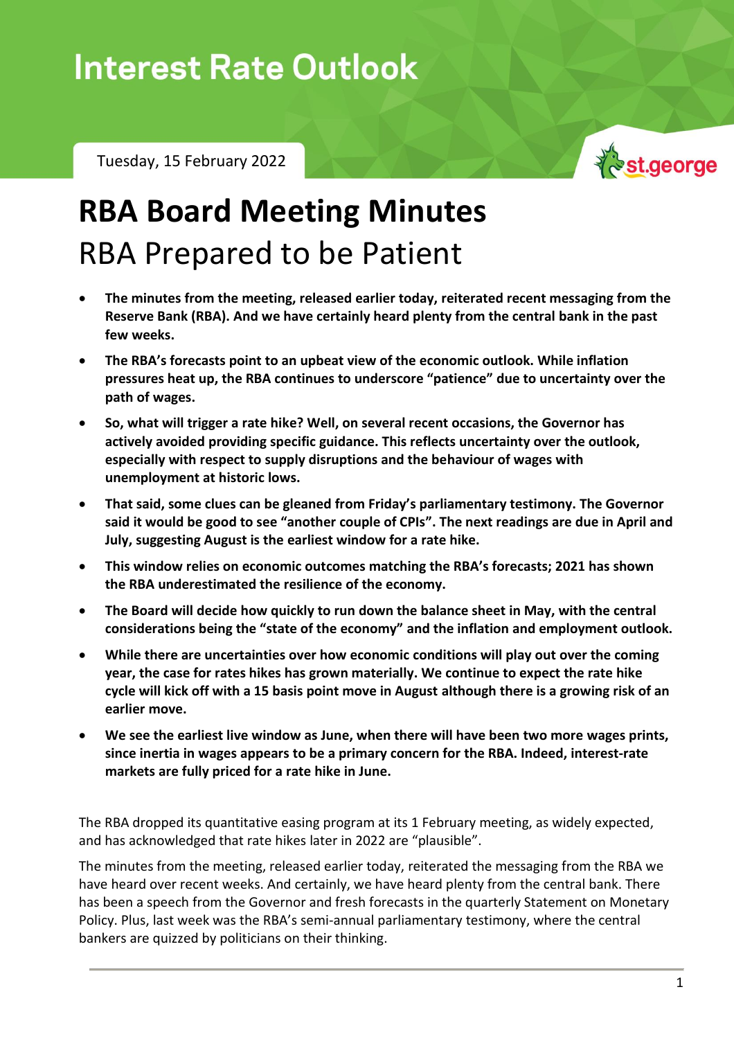# Interest Rate Outlook

Tuesday, 15 February 2022

# RBA Board Meeting Minutes

## RBA Prepared to be Patient

- **The minutes from the meeting, released earlier today, reiterated recent messaging from the Reserve Bank (RBA). And we have certainly heard plenty from the central bank in the past few weeks.**
- **The RBA's forecasts point to an upbeat view of the economic outlook. While inflation pressures heat up, the RBA continues to underscore "patience" due to uncertainty over the path of wages.**
- **So, what will trigger a rate hike? Well, on several recent occasions, the Governor has actively avoided providing specific guidance. This reflects uncertainty over the outlook, especially with respect to supply disruptions and the behaviour of wages with unemployment at historic lows.**
- **That said, some clues can be gleaned from Friday's parliamentary testimony. The Governor said it would be good to see "another couple of CPIs". The next readings are due in April and July, suggesting August is the earliest window for a rate hike.**
- **This window relies on economic outcomes matching the RBA's forecasts; 2021 has shown the RBA underestimated the resilience of the economy.**
- **The Board will decide how quickly to run down the balance sheet in May, with the central considerations being the "state of the economy" and the inflation and employment outlook.**
- **While there are uncertainties over how economic conditions will play out over the coming year, the case for rates hikes has grown materially. We continue to expect the rate hike cycle will kick off with a 15 basis point move in August although there is a growing risk of an earlier move.**
- **We see the earliest live window as June, when there will have been two more wages prints, since inertia in wages appears to be a primary concern for the RBA. Indeed, interest-rate markets are fully priced for a rate hike in June.**

The RBA dropped its quantitative easing program at its 1 February meeting, as widely expected, and has acknowledged that rate hikes later in 2022 are "plausible".

The minutes from the meeting, released earlier today, reiterated the messaging from the RBA we have heard over recent weeks. And certainly, we have heard plenty from the central bank. There has been a speech from the Governor and fresh forecasts in the quarterly Statement on Monetary Policy. Plus, last week was the RBA's semi-annual parliamentary testimony, where the central bankers are quizzed by politicians on their thinking.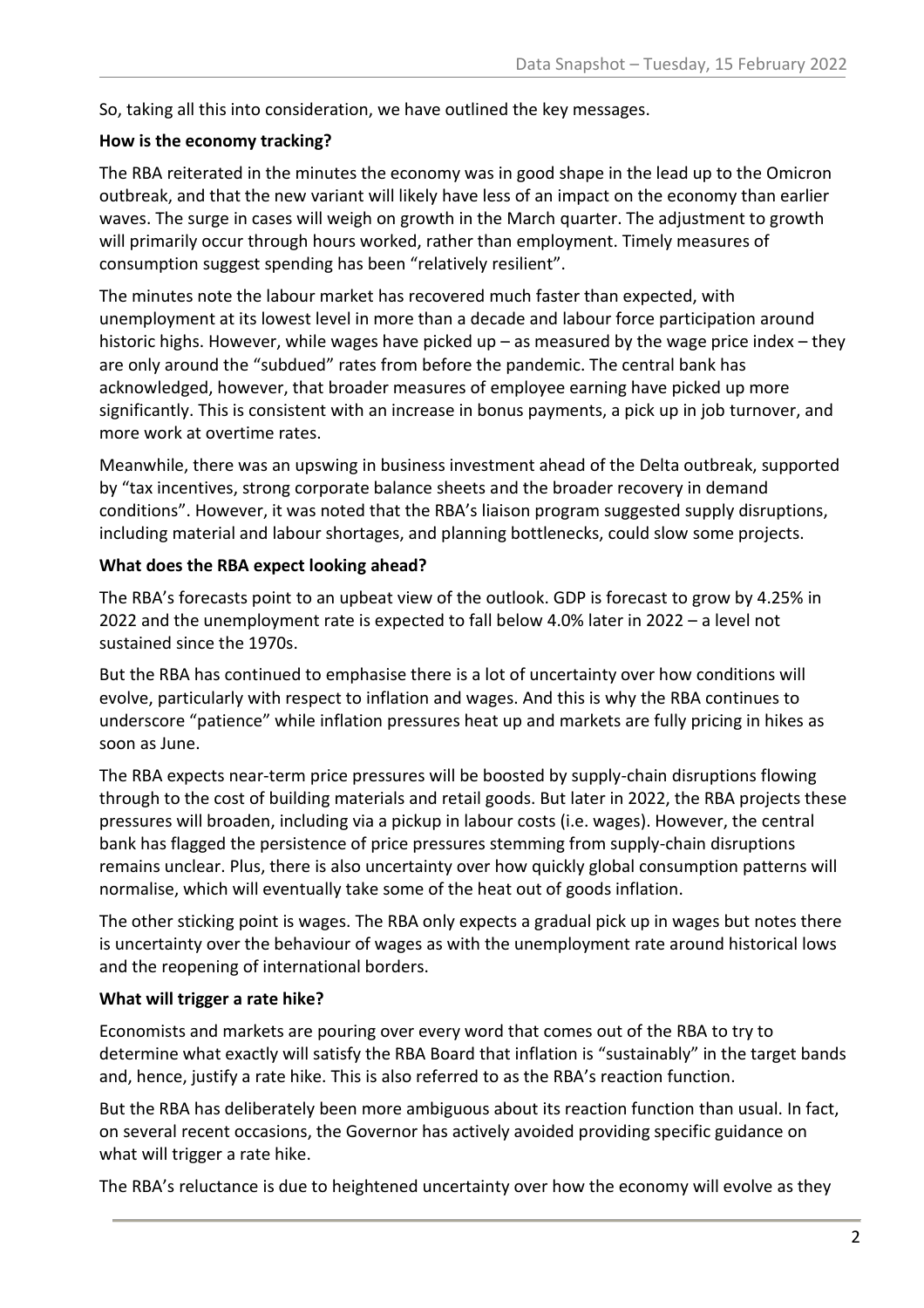So, taking all this into consideration, we have outlined the key messages.

**How is the economy tracking?**

The RBA reiterated in the minutes the economy was in good shape in the lead up to the Omicron outbreak, and that the new variant will likely have less of an impact on the economy than earlier waves. The surge in cases will weigh on growth in the March quarter. The adjustment to growth will primarily occur through hours worked, rather than employment. Timely measures of consumption suggest spending has been "relatively resilient".

The minutes note the labour market has recovered much faster than expected, with unemployment at its lowest level in more than a decade and labour force participation around historic highs. However, while wages have picked up – as measured by the wage price index – they are only around the "subdued" rates from before the pandemic. The central bank has acknowledged, however, that broader measures of employee earning have picked up more significantly. This is consistent with an increase in bonus payments, a pick up in job turnover, and more work at overtime rates.

Meanwhile, there was an upswing in business investment ahead of the Delta outbreak, supported by "tax incentives, strong corporate balance sheets and the broader recovery in demand conditions". However, it was noted that the RBA's liaison program suggested supply disruptions, including material and labour shortages, and planning bottlenecks, could slow some projects.

**What does the RBA expect looking ahead?**

The RBA's forecasts point to an upbeat view of the outlook. GDP is forecast to grow by 4.25% in 2022 and the unemployment rate is expected to fall below 4.0% later in 2022 – a level not sustained since the 1970s.

But the RBA has continued to emphasise there is a lot of uncertainty over how conditions will evolve, particularly with respect to inflation and wages. And this is why the RBA continues to underscore "patience" while inflation pressures heat up and markets are fully pricing in hikes as soon as June.

The RBA expects near-term price pressures will be boosted by supply-chain disruptions flowing through to the cost of building materials and retail goods. But later in 2022, the RBA projects these pressures will broaden, including via a pickup in labour costs (i.e. wages). However, the central bank has flagged the persistence of price pressures stemming from supply-chain disruptions remains unclear. Plus, there is also uncertainty over how quickly global consumption patterns will normalise, which will eventually take some of the heat out of goods inflation.

The other sticking point is wages. The RBA only expects a gradual pick up in wages but notes there is uncertainty over the behaviour of wages as with the unemployment rate around historical lows and the reopening of international borders.

**What will trigger a rate hike?**

Economists and markets are pouring over every word that comes out of the RBA to try to determine what exactly will satisfy the RBA Board that inflation is "sustainably" in the target bands and, hence, justify a rate hike. This is also referred to as the RBA's reaction function.

But the RBA has deliberately been more ambiguous about its reaction function than usual. In fact, on several recent occasions, the Governor has actively avoided providing specific guidance on what will trigger a rate hike.

The RBA's reluctance is due to heightened uncertainty over how the economy will evolve as they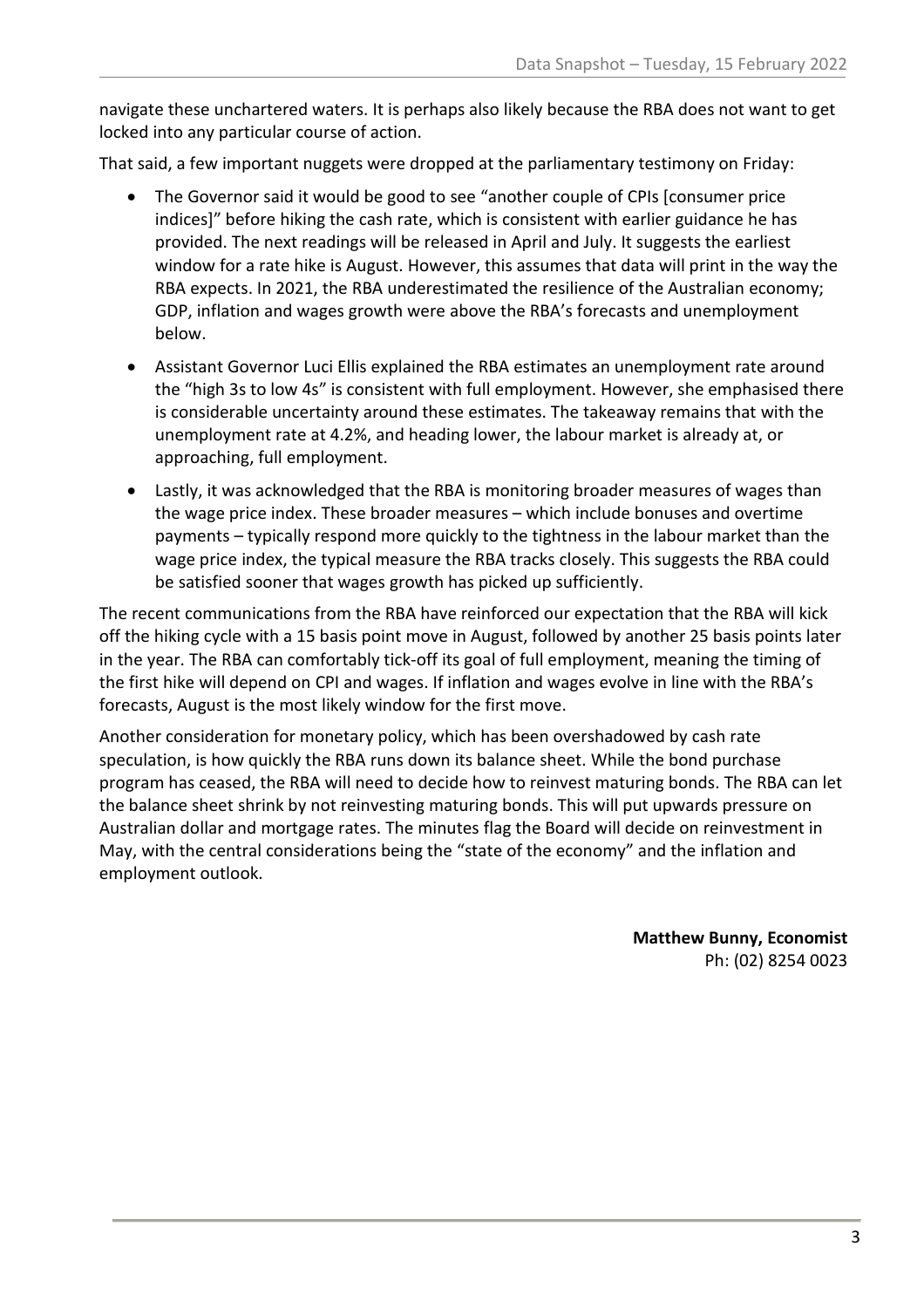navigate these unchartered waters. It is perhaps also likely because the RBA does not want to get locked into any particular course of action.

That said, a few important nuggets were dropped at the parliamentary testimony on Friday:

- The Governor said it would be good to see "another couple of CPIs [consumer price indices]" before hiking the cash rate, which is consistent with earlier guidance he has provided. The next readings will be released in April and July. It suggests the earliest window for a rate hike is August. However, this assumes that data will print in the way the RBA expects. In 2021, the RBA underestimated the resilience of the Australian economy; GDP, inflation and wages growth were above the RBA's forecasts and unemployment below.
- Assistant Governor Luci Ellis explained the RBA estimates an unemployment rate around the "high 3s to low 4s" is consistent with full employment. However, she emphasised there is considerable uncertainty around these estimates. The takeaway remains that with the unemployment rate at 4.2%, and heading lower, the labour market is already at, or approaching, full employment.
- Lastly, it was acknowledged that the RBA is monitoring broader measures of wages than the wage price index. These broader measures – which include bonuses and overtime payments – typically respond more quickly to the tightness in the labour market than the wage price index, the typical measure the RBA tracks closely. This suggests the RBA could be satisfied sooner that wages growth has picked up sufficiently.

The recent communications from the RBA have reinforced our expectation that the RBA will kick off the hiking cycle with a 15 basis point move in August, followed by another 25 basis points later in the year. The RBA can comfortably tick-off its goal of full employment, meaning the timing of the first hike will depend on CPI and wages. If inflation and wages evolve in line with the RBA's forecasts, August is the most likely window for the first move.

Another consideration for monetary policy, which has been overshadowed by cash rate speculation, is how quickly the RBA runs down its balance sheet. While the bond purchase program has ceased, the RBA will need to decide how to reinvest maturing bonds. The RBA can let the balance sheet shrink by not reinvesting maturing bonds. This will put upwards pressure on Australian dollar and mortgage rates. The minutes flag the Board will decide on reinvestment in May, with the central considerations being the "state of the economy" and the inflation and employment outlook.

**Matthew Bunny, Economist**
Ph: (02) 8254 0023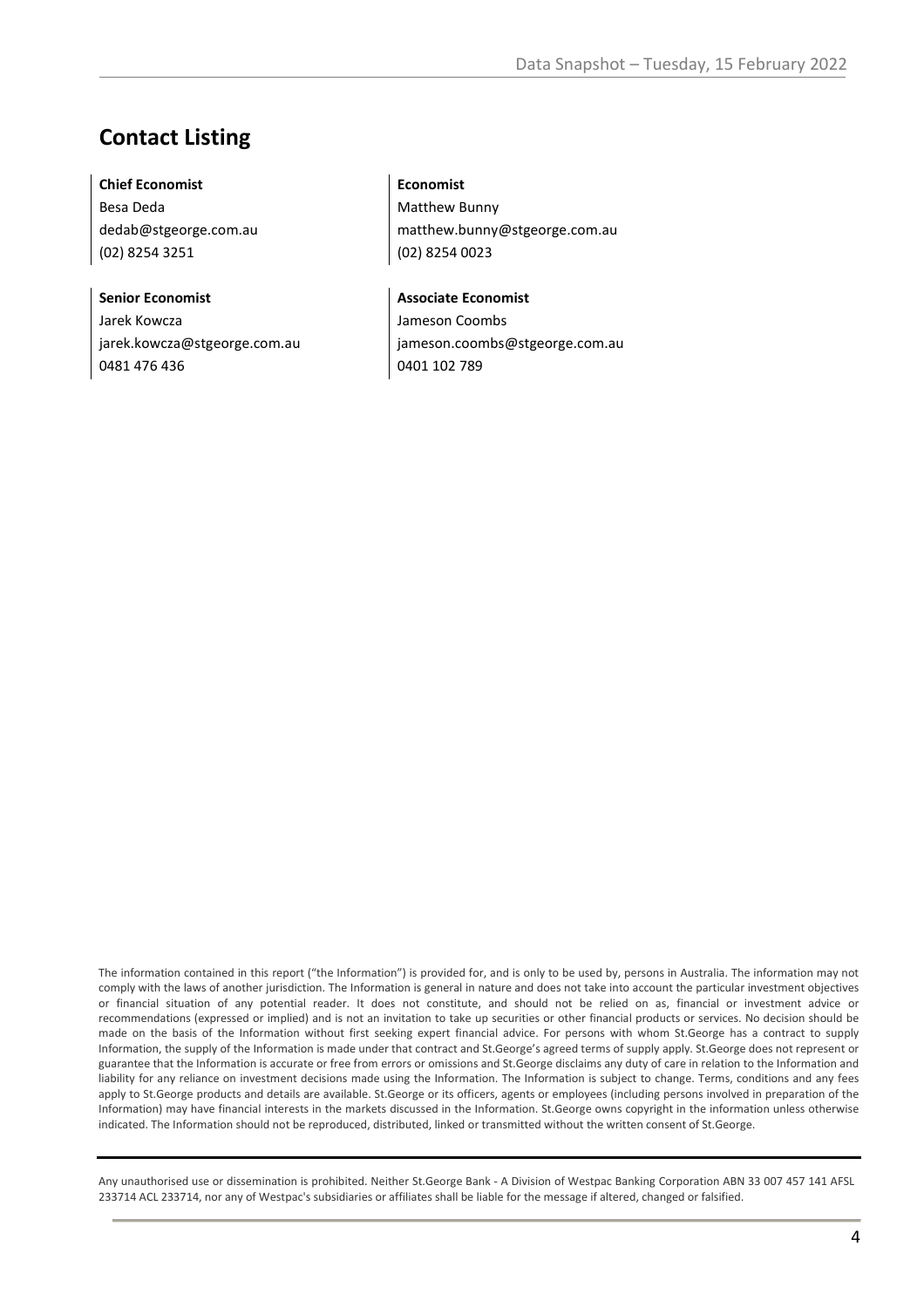## Contact Listing

**Chief Economist**
Besa Deda
dedab@stgeorge.com.au
(02) 8254 3251

**Senior Economist**
Jarek Kowcza
jarek.kowcza@stgeorge.com.au
0481 476 436

**Economist**
Matthew Bunny
matthew.bunny@stgeorge.com.au
(02) 8254 0023

**Associate Economist**
Jameson Coombs
jameson.coombs@stgeorge.com.au
0401 102 789

The information contained in this report ("the Information") is provided for, and is only to be used by, persons in Australia. The information may not comply with the laws of another jurisdiction. The Information is general in nature and does not take into account the particular investment objectives or financial situation of any potential reader. It does not constitute, and should not be relied on as, financial or investment advice or recommendations (expressed or implied) and is not an invitation to take up securities or other financial products or services. No decision should be made on the basis of the Information without first seeking expert financial advice. For persons with whom St.George has a contract to supply Information, the supply of the Information is made under that contract and St.George's agreed terms of supply apply. St.George does not represent or guarantee that the Information is accurate or free from errors or omissions and St.George disclaims any duty of care in relation to the Information and liability for any reliance on investment decisions made using the Information. The Information is subject to change. Terms, conditions and any fees apply to St.George products and details are available. St.George or its officers, agents or employees (including persons involved in preparation of the Information) may have financial interests in the markets discussed in the Information. St.George owns copyright in the information unless otherwise indicated. The Information should not be reproduced, distributed, linked or transmitted without the written consent of St.George.

Any unauthorised use or dissemination is prohibited. Neither St.George Bank - A Division of Westpac Banking Corporation ABN 33 007 457 141 AFSL 233714 ACL 233714, nor any of Westpac's subsidiaries or affiliates shall be liable for the message if altered, changed or falsified.